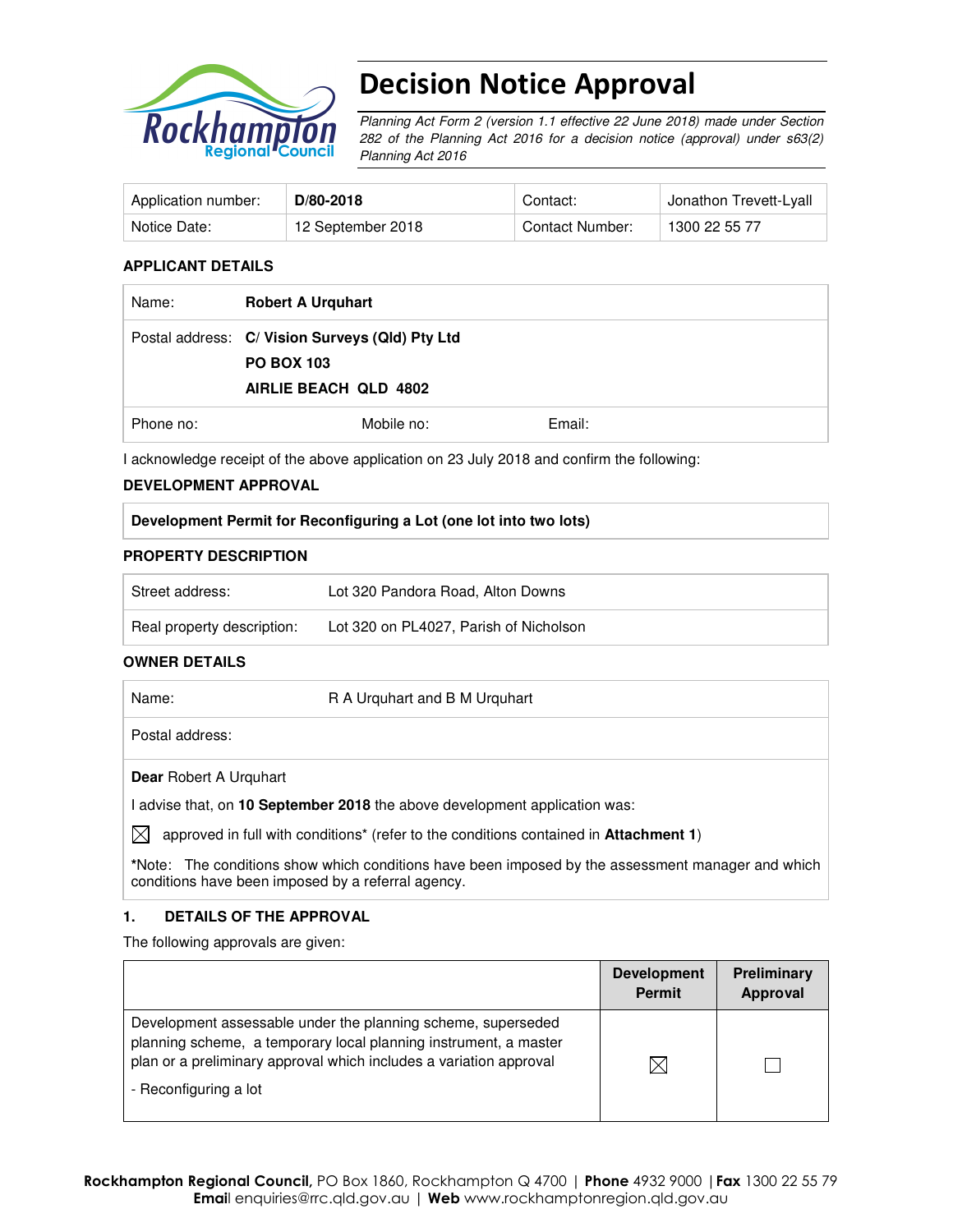# Decision Notice Approval

*Planning Act Form 2 (version 1.1 effective 22 June 2018) made under Section 282 of the Planning Act 2016 for a decision notice (approval) under s63(2) Planning Act 2016*

| Application number: | **D/80-2018** | Contact: | Jonathon Trevett-Lyall |
|---|---|---|---|
| Notice Date: | 12 September 2018 | Contact Number: | 1300 22 55 77 |

### APPLICANT DETAILS

| | | | |
|---|---|---|---|
| Name: | **Robert A Urquhart** | | |
| Postal address: | **C/ Vision Surveys (Qld) Pty Ltd**<br>**PO BOX 103**<br>**AIRLIE BEACH QLD 4802** | | |
| Phone no: | Mobile no: | Email: | |

I acknowledge receipt of the above application on 23 July 2018 and confirm the following:

### DEVELOPMENT APPROVAL

**Development Permit for Reconfiguring a Lot (one lot into two lots)**

### PROPERTY DESCRIPTION

| | |
|---|---|
| Street address: | Lot 320 Pandora Road, Alton Downs |
| Real property description: | Lot 320 on PL4027, Parish of Nicholson |

### OWNER DETAILS

| | |
|---|---|
| Name: | R A Urquhart and B M Urquhart |
| Postal address: | |

**Dear** Robert A Urquhart

I advise that, on **10 September 2018** the above development application was:

☒ approved in full with conditions* (refer to the conditions contained in **Attachment 1**)

*Note: The conditions show which conditions have been imposed by the assessment manager and which conditions have been imposed by a referral agency.

### 1. DETAILS OF THE APPROVAL

The following approvals are given:

| | Development Permit | Preliminary Approval |
|---|---|---|
| Development assessable under the planning scheme, superseded planning scheme, a temporary local planning instrument, a master plan or a preliminary approval which includes a variation approval<br>- Reconfiguring a lot | ☒ | ☐ |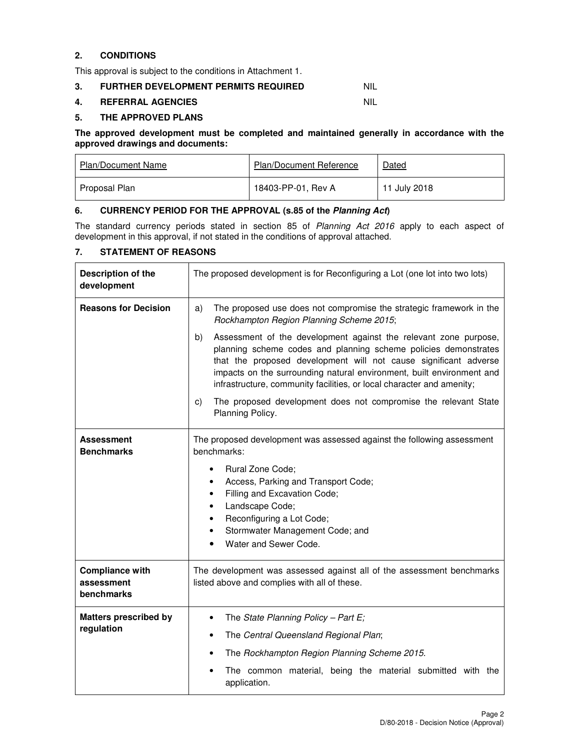## 2. CONDITIONS

This approval is subject to the conditions in Attachment 1.

## 3. FURTHER DEVELOPMENT PERMITS REQUIRED NIL

## 4. REFERRAL AGENCIES NIL

## 5. THE APPROVED PLANS

**The approved development must be completed and maintained generally in accordance with the approved drawings and documents:**

| Plan/Document Name | Plan/Document Reference | Dated |
|---|---|---|
| Proposal Plan | 18403-PP-01, Rev A | 11 July 2018 |

## 6. CURRENCY PERIOD FOR THE APPROVAL (s.85 of the *Planning Act*)

The standard currency periods stated in section 85 of *Planning Act 2016* apply to each aspect of development in this approval, if not stated in the conditions of approval attached.

## 7. STATEMENT OF REASONS

| | |
|---|---|
| **Description of the development** | The proposed development is for Reconfiguring a Lot (one lot into two lots) |
| **Reasons for Decision** | a) The proposed use does not compromise the strategic framework in the *Rockhampton Region Planning Scheme 2015*; <br> b) Assessment of the development against the relevant zone purpose, planning scheme codes and planning scheme policies demonstrates that the proposed development will not cause significant adverse impacts on the surrounding natural environment, built environment and infrastructure, community facilities, or local character and amenity; <br> c) The proposed development does not compromise the relevant State Planning Policy. |
| **Assessment Benchmarks** | The proposed development was assessed against the following assessment benchmarks: <br> • Rural Zone Code; <br> • Access, Parking and Transport Code; <br> • Filling and Excavation Code; <br> • Landscape Code; <br> • Reconfiguring a Lot Code; <br> • Stormwater Management Code; and <br> • Water and Sewer Code. |
| **Compliance with assessment benchmarks** | The development was assessed against all of the assessment benchmarks listed above and complies with all of these. |
| **Matters prescribed by regulation** | • The *State Planning Policy – Part E;* <br> • The *Central Queensland Regional Plan*; <br> • The *Rockhampton Region Planning Scheme 2015*. <br> • The common material, being the material submitted with the application. |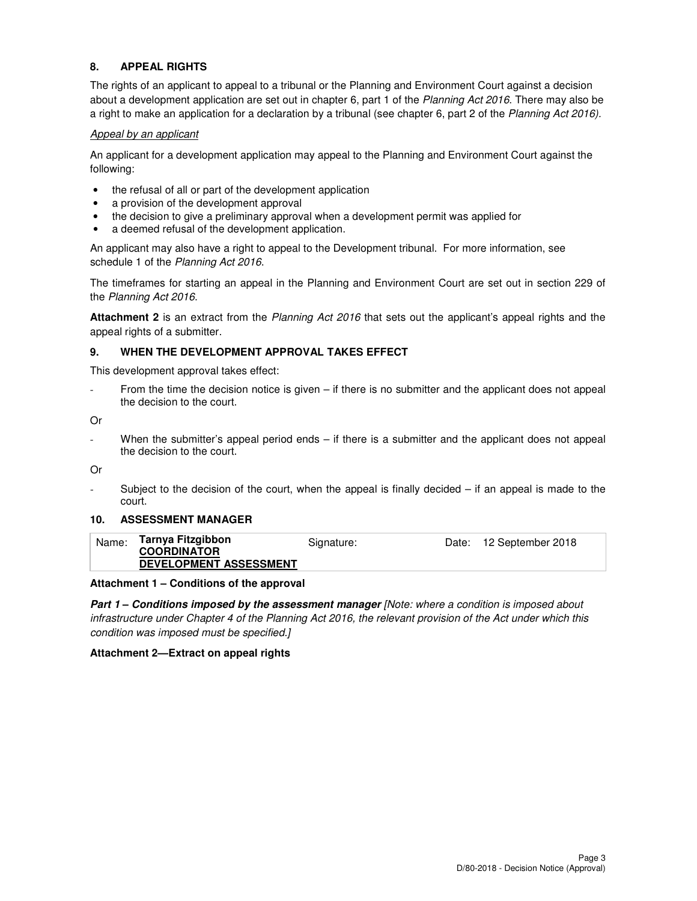## 8. APPEAL RIGHTS

The rights of an applicant to appeal to a tribunal or the Planning and Environment Court against a decision about a development application are set out in chapter 6, part 1 of the *Planning Act 2016*. There may also be a right to make an application for a declaration by a tribunal (see chapter 6, part 2 of the *Planning Act 2016).*

*Appeal by an applicant*

An applicant for a development application may appeal to the Planning and Environment Court against the following:

- the refusal of all or part of the development application
- a provision of the development approval
- the decision to give a preliminary approval when a development permit was applied for
- a deemed refusal of the development application.

An applicant may also have a right to appeal to the Development tribunal. For more information, see schedule 1 of the *Planning Act 2016*.

The timeframes for starting an appeal in the Planning and Environment Court are set out in section 229 of the *Planning Act 2016*.

**Attachment 2** is an extract from the *Planning Act 2016* that sets out the applicant's appeal rights and the appeal rights of a submitter.

## 9. WHEN THE DEVELOPMENT APPROVAL TAKES EFFECT

This development approval takes effect:

- From the time the decision notice is given – if there is no submitter and the applicant does not appeal the decision to the court.

Or

- When the submitter's appeal period ends – if there is a submitter and the applicant does not appeal the decision to the court.

Or

- Subject to the decision of the court, when the appeal is finally decided – if an appeal is made to the court.

## 10. ASSESSMENT MANAGER

| Name: | **Tarnya Fitzgibbon** **COORDINATOR** **DEVELOPMENT ASSESSMENT** | Signature: | Date: 12 September 2018 |
|---|---|---|---|

**Attachment 1 – Conditions of the approval**

***Part 1 – Conditions imposed by the assessment manager*** *[Note: where a condition is imposed about infrastructure under Chapter 4 of the Planning Act 2016, the relevant provision of the Act under which this condition was imposed must be specified.]*

**Attachment 2—Extract on appeal rights**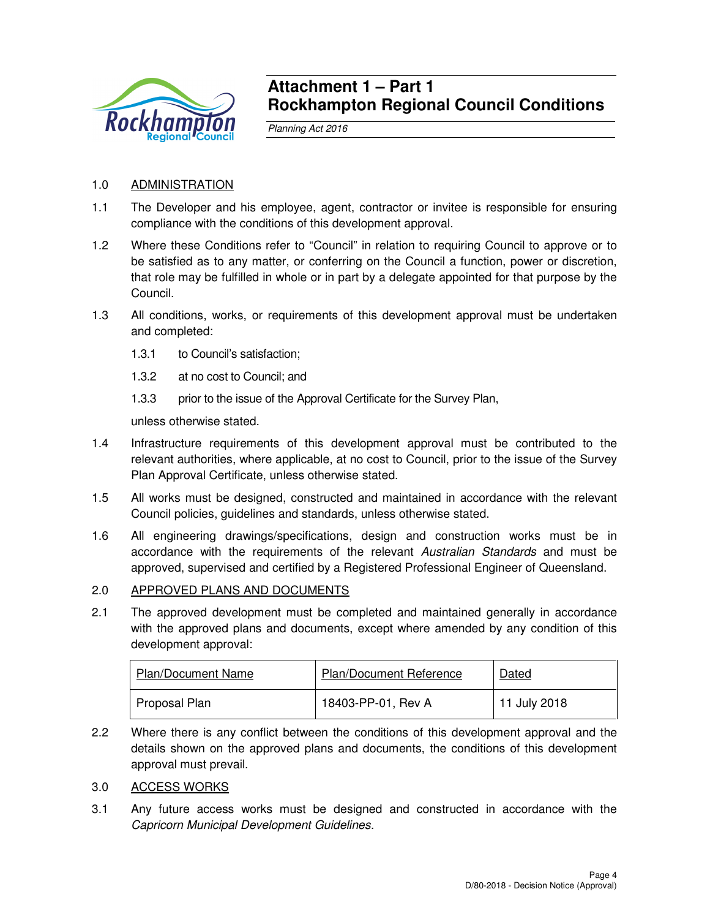# Attachment 1 – Part 1
# Rockhampton Regional Council Conditions

*Planning Act 2016*

1.0 ADMINISTRATION

1.1 The Developer and his employee, agent, contractor or invitee is responsible for ensuring compliance with the conditions of this development approval.

1.2 Where these Conditions refer to "Council" in relation to requiring Council to approve or to be satisfied as to any matter, or conferring on the Council a function, power or discretion, that role may be fulfilled in whole or in part by a delegate appointed for that purpose by the Council.

1.3 All conditions, works, or requirements of this development approval must be undertaken and completed:

1.3.1 to Council's satisfaction;

1.3.2 at no cost to Council; and

1.3.3 prior to the issue of the Approval Certificate for the Survey Plan,

unless otherwise stated.

1.4 Infrastructure requirements of this development approval must be contributed to the relevant authorities, where applicable, at no cost to Council, prior to the issue of the Survey Plan Approval Certificate, unless otherwise stated.

1.5 All works must be designed, constructed and maintained in accordance with the relevant Council policies, guidelines and standards, unless otherwise stated.

1.6 All engineering drawings/specifications, design and construction works must be in accordance with the requirements of the relevant *Australian Standards* and must be approved, supervised and certified by a Registered Professional Engineer of Queensland.

2.0 APPROVED PLANS AND DOCUMENTS

2.1 The approved development must be completed and maintained generally in accordance with the approved plans and documents, except where amended by any condition of this development approval:

| Plan/Document Name | Plan/Document Reference | Dated |
|---|---|---|
| Proposal Plan | 18403-PP-01, Rev A | 11 July 2018 |

2.2 Where there is any conflict between the conditions of this development approval and the details shown on the approved plans and documents, the conditions of this development approval must prevail.

3.0 ACCESS WORKS

3.1 Any future access works must be designed and constructed in accordance with the *Capricorn Municipal Development Guidelines.*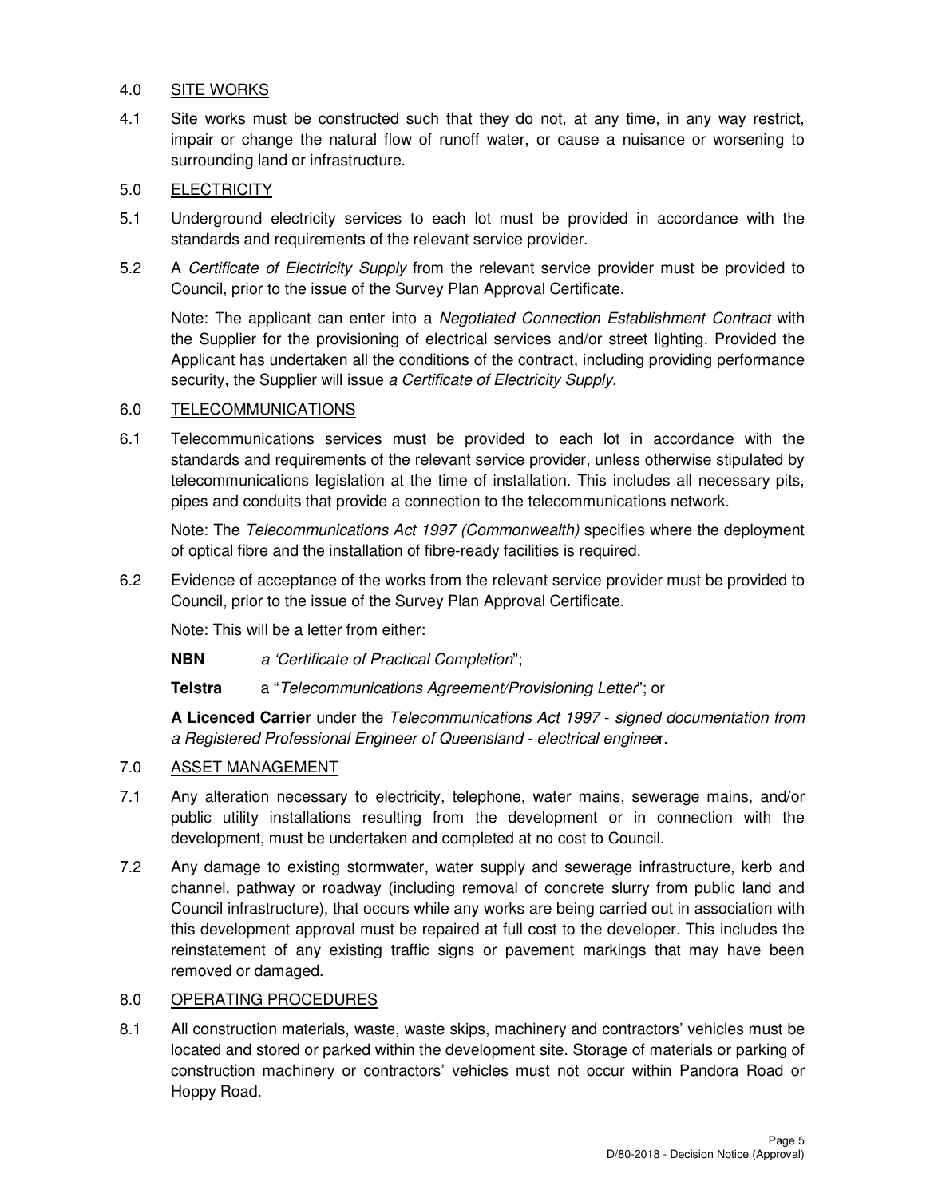## 4.0 SITE WORKS

4.1 Site works must be constructed such that they do not, at any time, in any way restrict, impair or change the natural flow of runoff water, or cause a nuisance or worsening to surrounding land or infrastructure.

## 5.0 ELECTRICITY

5.1 Underground electricity services to each lot must be provided in accordance with the standards and requirements of the relevant service provider.

5.2 A *Certificate of Electricity Supply* from the relevant service provider must be provided to Council, prior to the issue of the Survey Plan Approval Certificate.

Note: The applicant can enter into a *Negotiated Connection Establishment Contract* with the Supplier for the provisioning of electrical services and/or street lighting. Provided the Applicant has undertaken all the conditions of the contract, including providing performance security, the Supplier will issue *a Certificate of Electricity Supply*.

## 6.0 TELECOMMUNICATIONS

6.1 Telecommunications services must be provided to each lot in accordance with the standards and requirements of the relevant service provider, unless otherwise stipulated by telecommunications legislation at the time of installation. This includes all necessary pits, pipes and conduits that provide a connection to the telecommunications network.

Note: The *Telecommunications Act 1997 (Commonwealth)* specifies where the deployment of optical fibre and the installation of fibre-ready facilities is required.

6.2 Evidence of acceptance of the works from the relevant service provider must be provided to Council, prior to the issue of the Survey Plan Approval Certificate.

Note: This will be a letter from either:

**NBN** *a 'Certificate of Practical Completion*";

**Telstra** a "*Telecommunications Agreement/Provisioning Letter*"; or

**A Licenced Carrier** under the *Telecommunications Act 1997 - signed documentation from a Registered Professional Engineer of Queensland - electrical enginee*r.

## 7.0 ASSET MANAGEMENT

7.1 Any alteration necessary to electricity, telephone, water mains, sewerage mains, and/or public utility installations resulting from the development or in connection with the development, must be undertaken and completed at no cost to Council.

7.2 Any damage to existing stormwater, water supply and sewerage infrastructure, kerb and channel, pathway or roadway (including removal of concrete slurry from public land and Council infrastructure), that occurs while any works are being carried out in association with this development approval must be repaired at full cost to the developer. This includes the reinstatement of any existing traffic signs or pavement markings that may have been removed or damaged.

## 8.0 OPERATING PROCEDURES

8.1 All construction materials, waste, waste skips, machinery and contractors' vehicles must be located and stored or parked within the development site. Storage of materials or parking of construction machinery or contractors' vehicles must not occur within Pandora Road or Hoppy Road.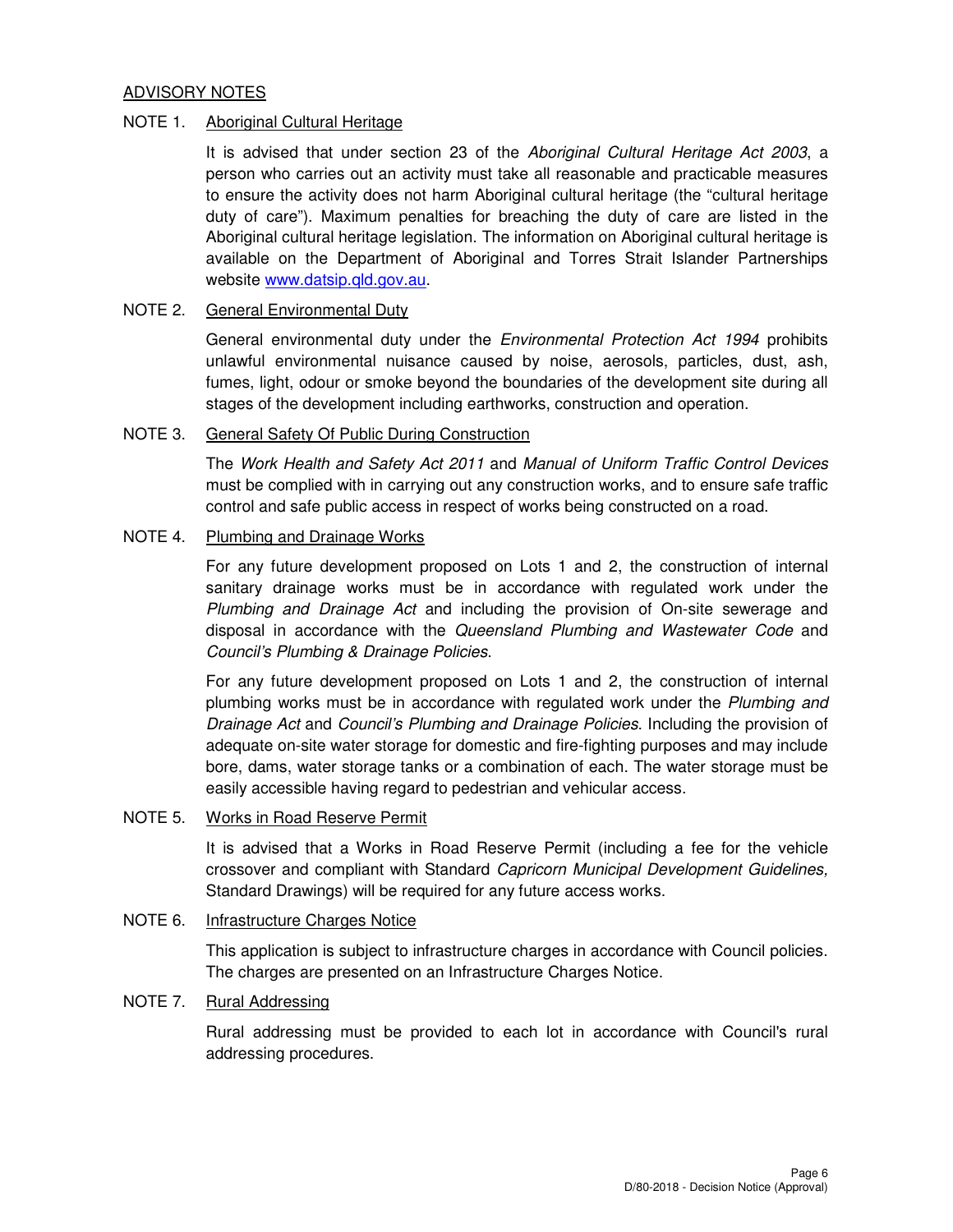## ADVISORY NOTES

### NOTE 1. Aboriginal Cultural Heritage

It is advised that under section 23 of the *Aboriginal Cultural Heritage Act 2003*, a person who carries out an activity must take all reasonable and practicable measures to ensure the activity does not harm Aboriginal cultural heritage (the "cultural heritage duty of care"). Maximum penalties for breaching the duty of care are listed in the Aboriginal cultural heritage legislation. The information on Aboriginal cultural heritage is available on the Department of Aboriginal and Torres Strait Islander Partnerships website www.datsip.qld.gov.au.

### NOTE 2. General Environmental Duty

General environmental duty under the *Environmental Protection Act 1994* prohibits unlawful environmental nuisance caused by noise, aerosols, particles, dust, ash, fumes, light, odour or smoke beyond the boundaries of the development site during all stages of the development including earthworks, construction and operation.

### NOTE 3. General Safety Of Public During Construction

The *Work Health and Safety Act 2011* and *Manual of Uniform Traffic Control Devices* must be complied with in carrying out any construction works, and to ensure safe traffic control and safe public access in respect of works being constructed on a road.

### NOTE 4. Plumbing and Drainage Works

For any future development proposed on Lots 1 and 2, the construction of internal sanitary drainage works must be in accordance with regulated work under the *Plumbing and Drainage Act* and including the provision of On-site sewerage and disposal in accordance with the *Queensland Plumbing and Wastewater Code* and *Council's Plumbing & Drainage Policies*.

For any future development proposed on Lots 1 and 2, the construction of internal plumbing works must be in accordance with regulated work under the *Plumbing and Drainage Act* and *Council's Plumbing and Drainage Policies*. Including the provision of adequate on-site water storage for domestic and fire-fighting purposes and may include bore, dams, water storage tanks or a combination of each. The water storage must be easily accessible having regard to pedestrian and vehicular access.

### NOTE 5. Works in Road Reserve Permit

It is advised that a Works in Road Reserve Permit (including a fee for the vehicle crossover and compliant with Standard *Capricorn Municipal Development Guidelines,* Standard Drawings) will be required for any future access works.

### NOTE 6. Infrastructure Charges Notice

This application is subject to infrastructure charges in accordance with Council policies. The charges are presented on an Infrastructure Charges Notice.

### NOTE 7. Rural Addressing

Rural addressing must be provided to each lot in accordance with Council's rural addressing procedures.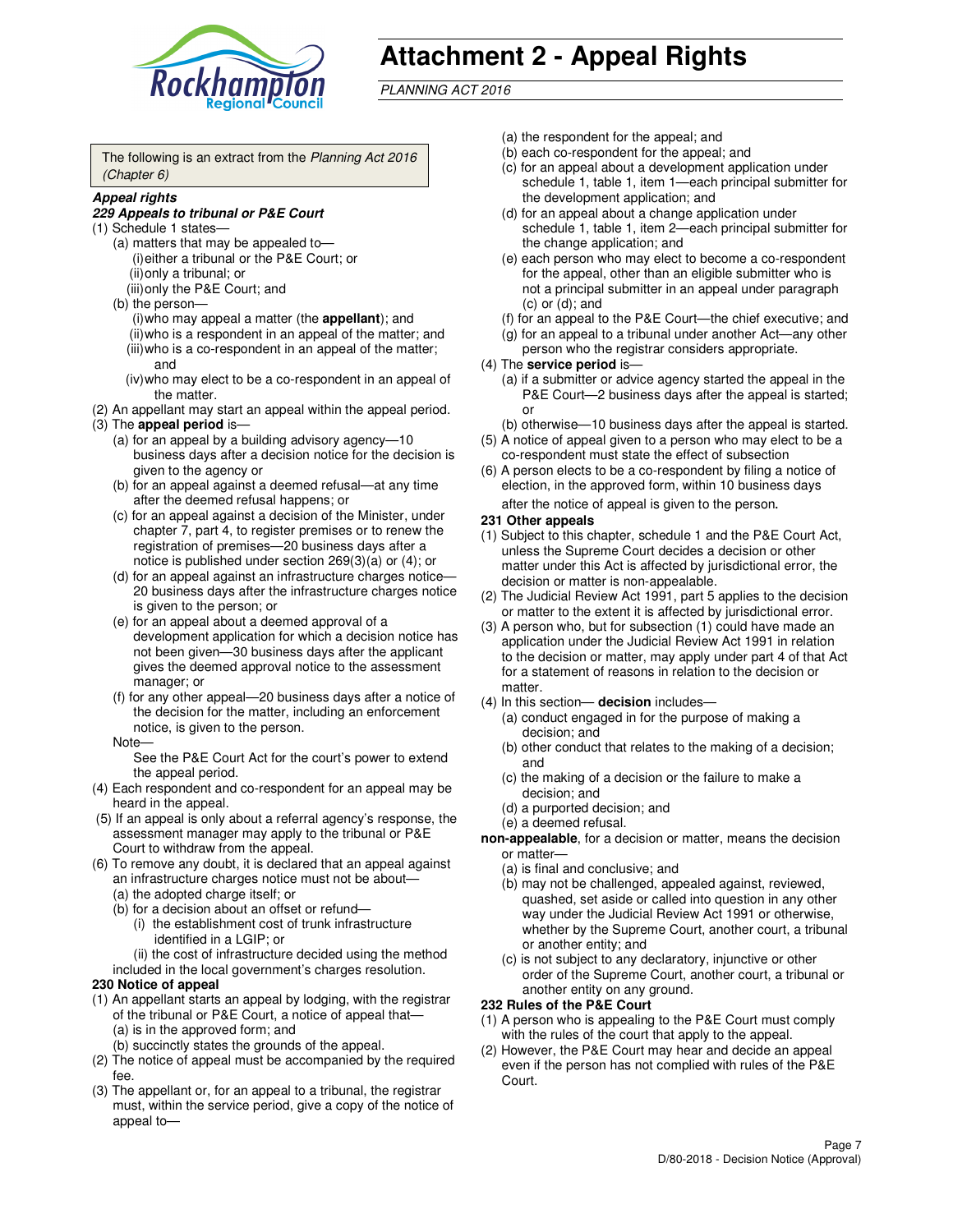# Attachment 2 - Appeal Rights

*PLANNING ACT 2016*

The following is an extract from the *Planning Act 2016 (Chapter 6)*

***Appeal rights***

***229 Appeals to tribunal or P&E Court***

(1) Schedule 1 states—
  (a) matters that may be appealed to—
    (i) either a tribunal or the P&E Court; or
    (ii) only a tribunal; or
    (iii) only the P&E Court; and
  (b) the person—
    (i) who may appeal a matter (the **appellant**); and
    (ii) who is a respondent in an appeal of the matter; and
    (iii) who is a co-respondent in an appeal of the matter; and
    (iv) who may elect to be a co-respondent in an appeal of the matter.

(2) An appellant may start an appeal within the appeal period.

(3) The **appeal period** is—
  (a) for an appeal by a building advisory agency—10 business days after a decision notice for the decision is given to the agency or
  (b) for an appeal against a deemed refusal—at any time after the deemed refusal happens; or
  (c) for an appeal against a decision of the Minister, under chapter 7, part 4, to register premises or to renew the registration of premises—20 business days after a notice is published under section 269(3)(a) or (4); or
  (d) for an appeal against an infrastructure charges notice—20 business days after the infrastructure charges notice is given to the person; or
  (e) for an appeal about a deemed approval of a development application for which a decision notice has not been given—30 business days after the applicant gives the deemed approval notice to the assessment manager; or
  (f) for any other appeal—20 business days after a notice of the decision for the matter, including an enforcement notice, is given to the person.

  Note—
  See the P&E Court Act for the court's power to extend the appeal period.

(4) Each respondent and co-respondent for an appeal may be heard in the appeal.

(5) If an appeal is only about a referral agency's response, the assessment manager may apply to the tribunal or P&E Court to withdraw from the appeal.

(6) To remove any doubt, it is declared that an appeal against an infrastructure charges notice must not be about—
  (a) the adopted charge itself; or
  (b) for a decision about an offset or refund—
    (i) the establishment cost of trunk infrastructure identified in a LGIP; or
    (ii) the cost of infrastructure decided using the method included in the local government's charges resolution.

**230 Notice of appeal**

(1) An appellant starts an appeal by lodging, with the registrar of the tribunal or P&E Court, a notice of appeal that—
  (a) is in the approved form; and
  (b) succinctly states the grounds of the appeal.

(2) The notice of appeal must be accompanied by the required fee.

(3) The appellant or, for an appeal to a tribunal, the registrar must, within the service period, give a copy of the notice of appeal to—
  (a) the respondent for the appeal; and
  (b) each co-respondent for the appeal; and
  (c) for an appeal about a development application under schedule 1, table 1, item 1—each principal submitter for the development application; and
  (d) for an appeal about a change application under schedule 1, table 1, item 2—each principal submitter for the change application; and
  (e) each person who may elect to become a co-respondent for the appeal, other than an eligible submitter who is not a principal submitter in an appeal under paragraph (c) or (d); and
  (f) for an appeal to the P&E Court—the chief executive; and
  (g) for an appeal to a tribunal under another Act—any other person who the registrar considers appropriate.

(4) The **service period** is—
  (a) if a submitter or advice agency started the appeal in the P&E Court—2 business days after the appeal is started; or
  (b) otherwise—10 business days after the appeal is started.

(5) A notice of appeal given to a person who may elect to be a co-respondent must state the effect of subsection

(6) A person elects to be a co-respondent by filing a notice of election, in the approved form, within 10 business days after the notice of appeal is given to the person.

**231 Other appeals**

(1) Subject to this chapter, schedule 1 and the P&E Court Act, unless the Supreme Court decides a decision or other matter under this Act is affected by jurisdictional error, the decision or matter is non-appealable.

(2) The Judicial Review Act 1991, part 5 applies to the decision or matter to the extent it is affected by jurisdictional error.

(3) A person who, but for subsection (1) could have made an application under the Judicial Review Act 1991 in relation to the decision or matter, may apply under part 4 of that Act for a statement of reasons in relation to the decision or matter.

(4) In this section— **decision** includes—
  (a) conduct engaged in for the purpose of making a decision; and
  (b) other conduct that relates to the making of a decision; and
  (c) the making of a decision or the failure to make a decision; and
  (d) a purported decision; and
  (e) a deemed refusal.

**non-appealable**, for a decision or matter, means the decision or matter—
  (a) is final and conclusive; and
  (b) may not be challenged, appealed against, reviewed, quashed, set aside or called into question in any other way under the Judicial Review Act 1991 or otherwise, whether by the Supreme Court, another court, a tribunal or another entity; and
  (c) is not subject to any declaratory, injunctive or other order of the Supreme Court, another court, a tribunal or another entity on any ground.

**232 Rules of the P&E Court**

(1) A person who is appealing to the P&E Court must comply with the rules of the court that apply to the appeal.

(2) However, the P&E Court may hear and decide an appeal even if the person has not complied with rules of the P&E Court.

D/80-2018 - Decision Notice (Approval)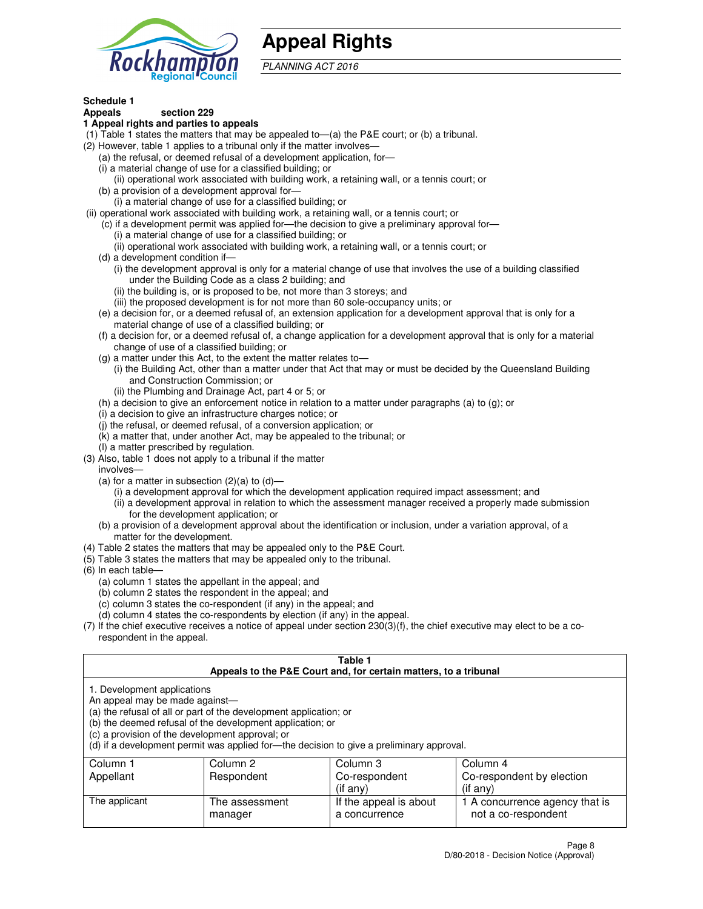# Appeal Rights

*PLANNING ACT 2016*

**Schedule 1**
**Appeals section 229**
**1 Appeal rights and parties to appeals**

(1) Table 1 states the matters that may be appealed to—(a) the P&E court; or (b) a tribunal.

(2) However, table 1 applies to a tribunal only if the matter involves—

(a) the refusal, or deemed refusal of a development application, for—

(i) a material change of use for a classified building; or

(ii) operational work associated with building work, a retaining wall, or a tennis court; or

(b) a provision of a development approval for—

(i) a material change of use for a classified building; or

(ii) operational work associated with building work, a retaining wall, or a tennis court; or

(c) if a development permit was applied for—the decision to give a preliminary approval for—

(i) a material change of use for a classified building; or

(ii) operational work associated with building work, a retaining wall, or a tennis court; or

(d) a development condition if—

(i) the development approval is only for a material change of use that involves the use of a building classified under the Building Code as a class 2 building; and

(ii) the building is, or is proposed to be, not more than 3 storeys; and

(iii) the proposed development is for not more than 60 sole-occupancy units; or

(e) a decision for, or a deemed refusal of, an extension application for a development approval that is only for a material change of use of a classified building; or

(f) a decision for, or a deemed refusal of, a change application for a development approval that is only for a material change of use of a classified building; or

(g) a matter under this Act, to the extent the matter relates to—

(i) the Building Act, other than a matter under that Act that may or must be decided by the Queensland Building and Construction Commission; or

(ii) the Plumbing and Drainage Act, part 4 or 5; or

(h) a decision to give an enforcement notice in relation to a matter under paragraphs (a) to (g); or

(i) a decision to give an infrastructure charges notice; or

(j) the refusal, or deemed refusal, of a conversion application; or

(k) a matter that, under another Act, may be appealed to the tribunal; or

(l) a matter prescribed by regulation.

(3) Also, table 1 does not apply to a tribunal if the matter involves—

(a) for a matter in subsection (2)(a) to (d)—

(i) a development approval for which the development application required impact assessment; and

(ii) a development approval in relation to which the assessment manager received a properly made submission for the development application; or

(b) a provision of a development approval about the identification or inclusion, under a variation approval, of a matter for the development.

(4) Table 2 states the matters that may be appealed only to the P&E Court.

(5) Table 3 states the matters that may be appealed only to the tribunal.

(6) In each table—

(a) column 1 states the appellant in the appeal; and

(b) column 2 states the respondent in the appeal; and

(c) column 3 states the co-respondent (if any) in the appeal; and

(d) column 4 states the co-respondents by election (if any) in the appeal.

(7) If the chief executive receives a notice of appeal under section 230(3)(f), the chief executive may elect to be a co-respondent in the appeal.

**Table 1**
**Appeals to the P&E Court and, for certain matters, to a tribunal**

1. Development applications
An appeal may be made against—
(a) the refusal of all or part of the development application; or
(b) the deemed refusal of the development application; or
(c) a provision of the development approval; or
(d) if a development permit was applied for—the decision to give a preliminary approval.

| Column 1<br>Appellant | Column 2<br>Respondent | Column 3<br>Co-respondent<br>(if any) | Column 4<br>Co-respondent by election<br>(if any) |
|---|---|---|---|
| The applicant | The assessment manager | If the appeal is about a concurrence | 1 A concurrence agency that is not a co-respondent |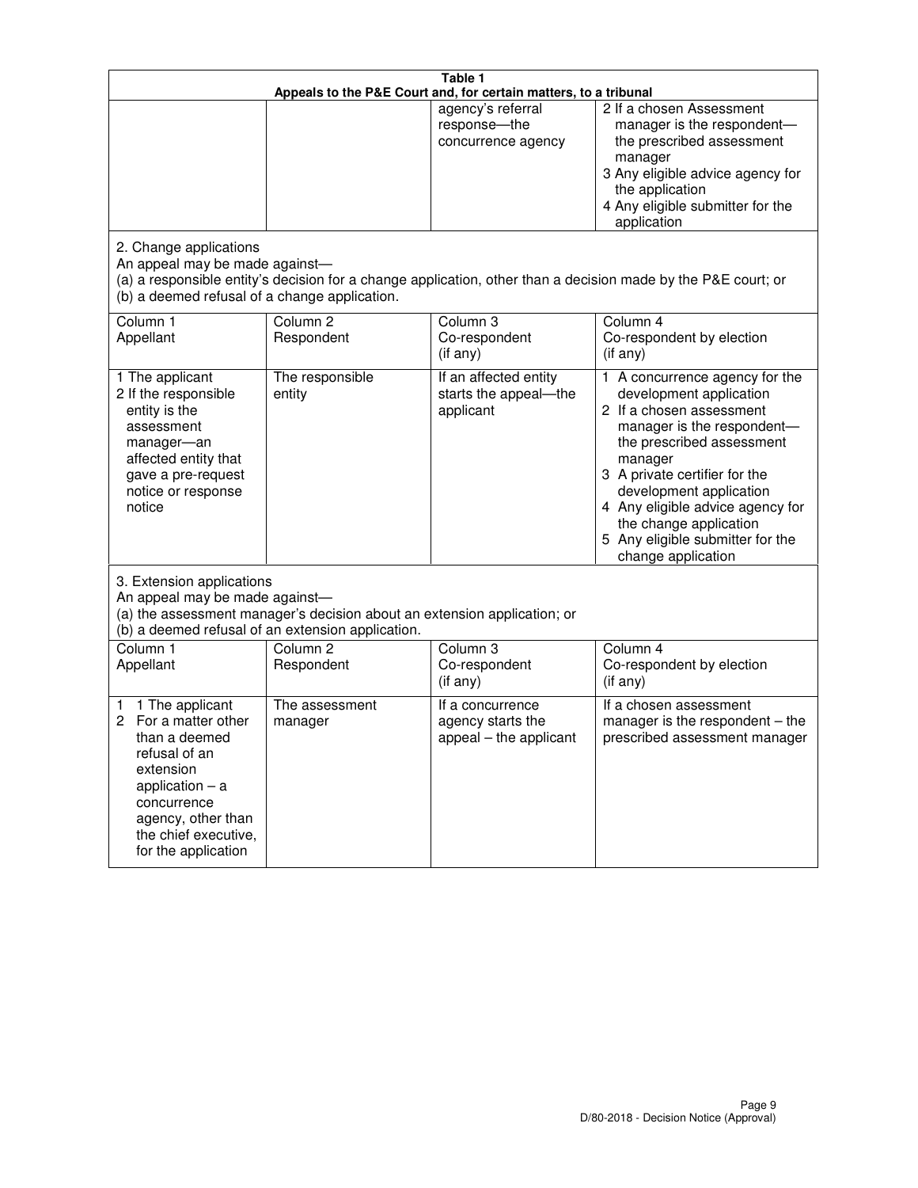**Table 1**
**Appeals to the P&E Court and, for certain matters, to a tribunal**

| | | | |
|---|---|---|---|
| | | agency's referral response—the concurrence agency | 2 If a chosen Assessment manager is the respondent—the prescribed assessment manager<br>3 Any eligible advice agency for the application<br>4 Any eligible submitter for the application |

2. Change applications

An appeal may be made against—

(a) a responsible entity's decision for a change application, other than a decision made by the P&E court; or

(b) a deemed refusal of a change application.

| Column 1<br>Appellant | Column 2<br>Respondent | Column 3<br>Co-respondent<br>(if any) | Column 4<br>Co-respondent by election<br>(if any) |
|---|---|---|---|
| 1 The applicant<br>2 If the responsible entity is the assessment manager—an affected entity that gave a pre-request notice or response notice | The responsible entity | If an affected entity starts the appeal—the applicant | 1 A concurrence agency for the development application<br>2 If a chosen assessment manager is the respondent—the prescribed assessment manager<br>3 A private certifier for the development application<br>4 Any eligible advice agency for the change application<br>5 Any eligible submitter for the change application |

3. Extension applications

An appeal may be made against—

(a) the assessment manager's decision about an extension application; or

(b) a deemed refusal of an extension application.

| Column 1<br>Appellant | Column 2<br>Respondent | Column 3<br>Co-respondent<br>(if any) | Column 4<br>Co-respondent by election<br>(if any) |
|---|---|---|---|
| 1 1 The applicant<br>2 For a matter other than a deemed refusal of an extension application – a concurrence agency, other than the chief executive, for the application | The assessment manager | If a concurrence agency starts the appeal – the applicant | If a chosen assessment manager is the respondent – the prescribed assessment manager |

D/80-2018 - Decision Notice (Approval)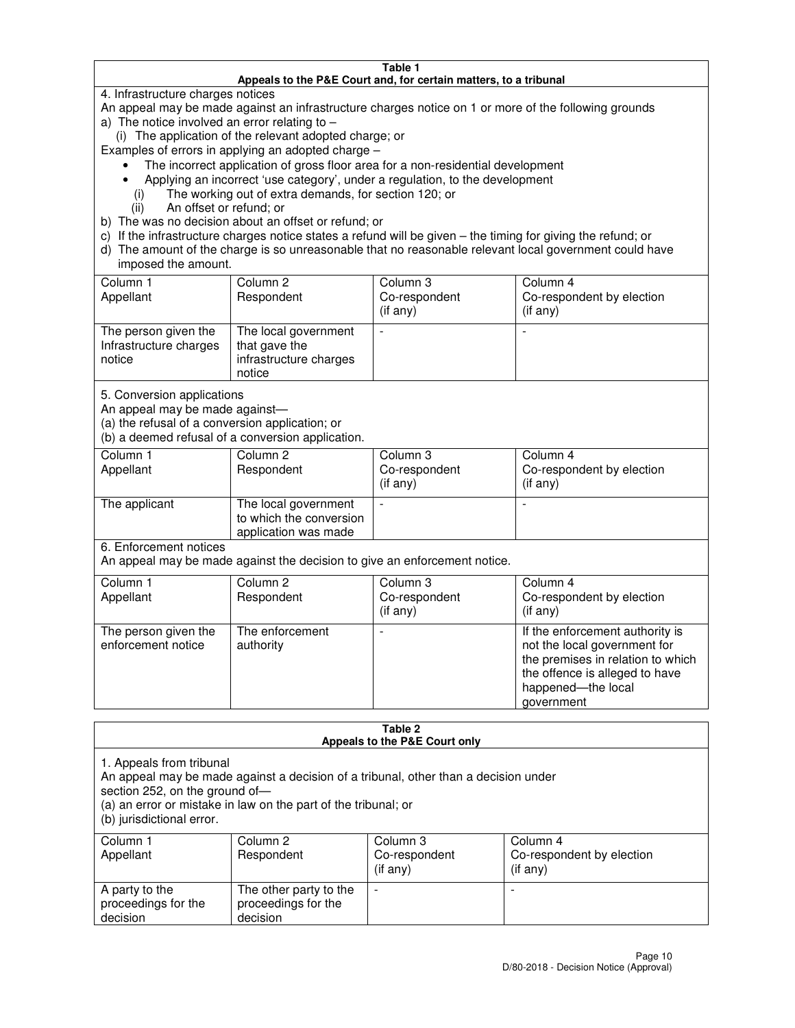**Table 1**
**Appeals to the P&E Court and, for certain matters, to a tribunal**

4. Infrastructure charges notices

An appeal may be made against an infrastructure charges notice on 1 or more of the following grounds

a) The notice involved an error relating to –
   (i) The application of the relevant adopted charge; or

Examples of errors in applying an adopted charge –

- The incorrect application of gross floor area for a non-residential development
- Applying an incorrect 'use category', under a regulation, to the development

   (i) The working out of extra demands, for section 120; or
   (ii) An offset or refund; or

b) The was no decision about an offset or refund; or

c) If the infrastructure charges notice states a refund will be given – the timing for giving the refund; or

d) The amount of the charge is so unreasonable that no reasonable relevant local government could have imposed the amount.

| Column 1<br>Appellant | Column 2<br>Respondent | Column 3<br>Co-respondent<br>(if any) | Column 4<br>Co-respondent by election<br>(if any) |
|---|---|---|---|
| The person given the Infrastructure charges notice | The local government that gave the infrastructure charges notice | - | - |

5. Conversion applications

An appeal may be made against—
(a) the refusal of a conversion application; or
(b) a deemed refusal of a conversion application.

| Column 1<br>Appellant | Column 2<br>Respondent | Column 3<br>Co-respondent<br>(if any) | Column 4<br>Co-respondent by election<br>(if any) |
|---|---|---|---|
| The applicant | The local government to which the conversion application was made | - | - |

6. Enforcement notices

An appeal may be made against the decision to give an enforcement notice.

| Column 1<br>Appellant | Column 2<br>Respondent | Column 3<br>Co-respondent<br>(if any) | Column 4<br>Co-respondent by election<br>(if any) |
|---|---|---|---|
| The person given the enforcement notice | The enforcement authority | - | If the enforcement authority is not the local government for the premises in relation to which the offence is alleged to have happened—the local government |

**Table 2**
**Appeals to the P&E Court only**

1. Appeals from tribunal

An appeal may be made against a decision of a tribunal, other than a decision under section 252, on the ground of—
(a) an error or mistake in law on the part of the tribunal; or
(b) jurisdictional error.

| Column 1<br>Appellant | Column 2<br>Respondent | Column 3<br>Co-respondent<br>(if any) | Column 4<br>Co-respondent by election<br>(if any) |
|---|---|---|---|
| A party to the proceedings for the decision | The other party to the proceedings for the decision | - | - |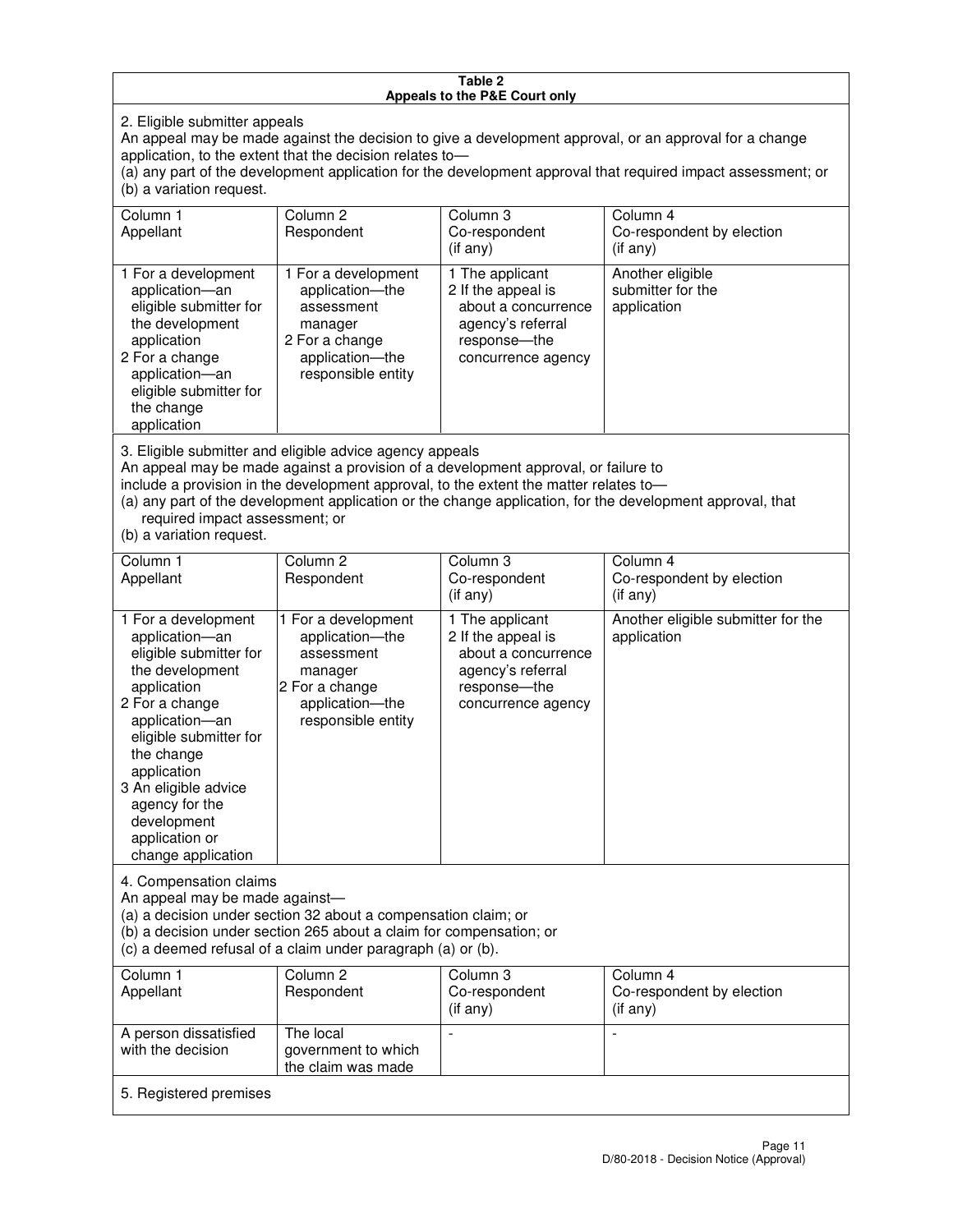**Table 2**
**Appeals to the P&E Court only**

2. Eligible submitter appeals
An appeal may be made against the decision to give a development approval, or an approval for a change application, to the extent that the decision relates to—
(a) any part of the development application for the development approval that required impact assessment; or
(b) a variation request.

| Column 1<br>Appellant | Column 2<br>Respondent | Column 3<br>Co-respondent<br>(if any) | Column 4<br>Co-respondent by election<br>(if any) |
|---|---|---|---|
| 1 For a development application—an eligible submitter for the development application<br>2 For a change application—an eligible submitter for the change application | 1 For a development application—the assessment manager<br>2 For a change application—the responsible entity | 1 The applicant<br>2 If the appeal is about a concurrence agency's referral response—the concurrence agency | Another eligible submitter for the application |

3. Eligible submitter and eligible advice agency appeals
An appeal may be made against a provision of a development approval, or failure to include a provision in the development approval, to the extent the matter relates to—
(a) any part of the development application or the change application, for the development approval, that required impact assessment; or
(b) a variation request.

| Column 1<br>Appellant | Column 2<br>Respondent | Column 3<br>Co-respondent<br>(if any) | Column 4<br>Co-respondent by election<br>(if any) |
|---|---|---|---|
| 1 For a development application—an eligible submitter for the development application<br>2 For a change application—an eligible submitter for the change application<br>3 An eligible advice agency for the development application or change application | 1 For a development application—the assessment manager<br>2 For a change application—the responsible entity | 1 The applicant<br>2 If the appeal is about a concurrence agency's referral response—the concurrence agency | Another eligible submitter for the application |

4. Compensation claims
An appeal may be made against—
(a) a decision under section 32 about a compensation claim; or
(b) a decision under section 265 about a claim for compensation; or
(c) a deemed refusal of a claim under paragraph (a) or (b).

| Column 1<br>Appellant | Column 2<br>Respondent | Column 3<br>Co-respondent<br>(if any) | Column 4<br>Co-respondent by election<br>(if any) |
|---|---|---|---|
| A person dissatisfied with the decision | The local government to which the claim was made | - | - |

5. Registered premises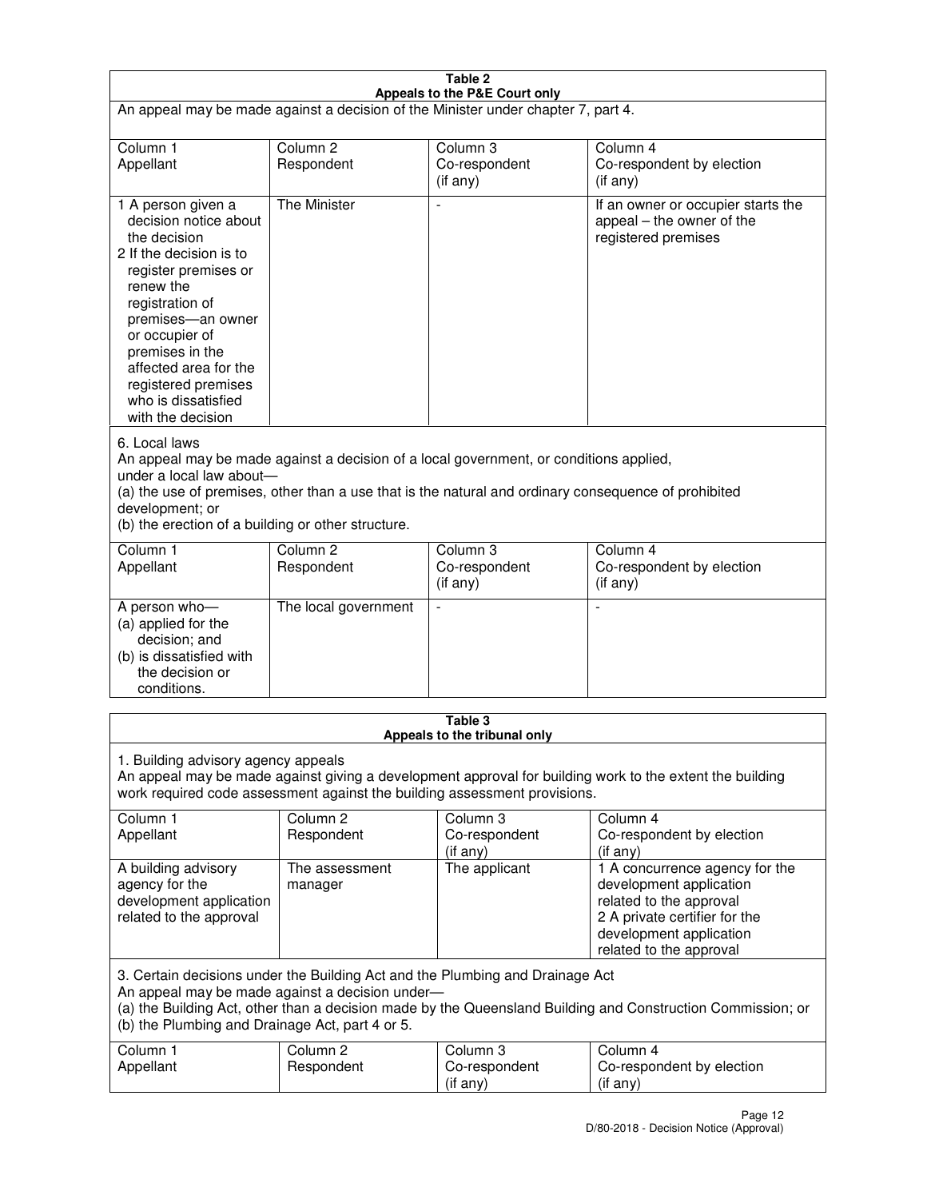**Table 2**
**Appeals to the P&E Court only**

An appeal may be made against a decision of the Minister under chapter 7, part 4.

| Column 1<br>Appellant | Column 2<br>Respondent | Column 3<br>Co-respondent<br>(if any) | Column 4<br>Co-respondent by election<br>(if any) |
|---|---|---|---|
| 1 A person given a decision notice about the decision<br>2 If the decision is to register premises or renew the registration of premises—an owner or occupier of premises in the affected area for the registered premises who is dissatisfied with the decision | The Minister | - | If an owner or occupier starts the appeal – the owner of the registered premises |

6. Local laws

An appeal may be made against a decision of a local government, or conditions applied, under a local law about—
(a) the use of premises, other than a use that is the natural and ordinary consequence of prohibited development; or
(b) the erection of a building or other structure.

| Column 1<br>Appellant | Column 2<br>Respondent | Column 3<br>Co-respondent<br>(if any) | Column 4<br>Co-respondent by election<br>(if any) |
|---|---|---|---|
| A person who—<br>(a) applied for the decision; and<br>(b) is dissatisfied with the decision or conditions. | The local government | - | - |

**Table 3**
**Appeals to the tribunal only**

1. Building advisory agency appeals

An appeal may be made against giving a development approval for building work to the extent the building work required code assessment against the building assessment provisions.

| Column 1<br>Appellant | Column 2<br>Respondent | Column 3<br>Co-respondent<br>(if any) | Column 4<br>Co-respondent by election<br>(if any) |
|---|---|---|---|
| A building advisory agency for the development application related to the approval | The assessment manager | The applicant | 1 A concurrence agency for the development application related to the approval<br>2 A private certifier for the development application related to the approval |

3. Certain decisions under the Building Act and the Plumbing and Drainage Act

An appeal may be made against a decision under—
(a) the Building Act, other than a decision made by the Queensland Building and Construction Commission; or
(b) the Plumbing and Drainage Act, part 4 or 5.

| Column 1<br>Appellant | Column 2<br>Respondent | Column 3<br>Co-respondent<br>(if any) | Column 4<br>Co-respondent by election<br>(if any) |
|---|---|---|---|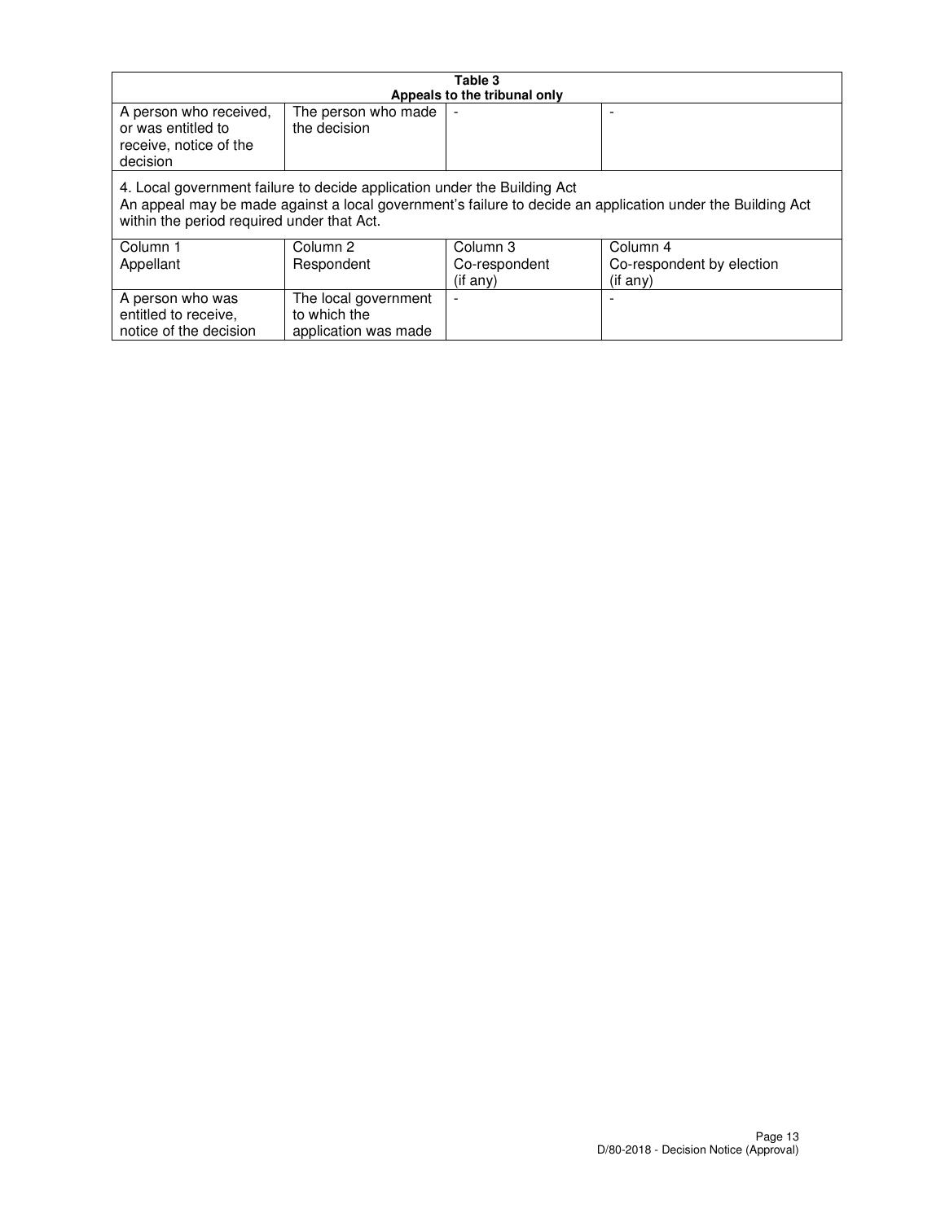| Table 3<br>Appeals to the tribunal only | | | |
|---|---|---|---|
| A person who received, or was entitled to receive, notice of the decision | The person who made the decision | - | - |
| 4. Local government failure to decide application under the Building Act<br>An appeal may be made against a local government's failure to decide an application under the Building Act within the period required under that Act. | | | |
| Column 1<br>Appellant | Column 2<br>Respondent | Column 3<br>Co-respondent<br>(if any) | Column 4<br>Co-respondent by election<br>(if any) |
| A person who was entitled to receive, notice of the decision | The local government to which the application was made | - | - |